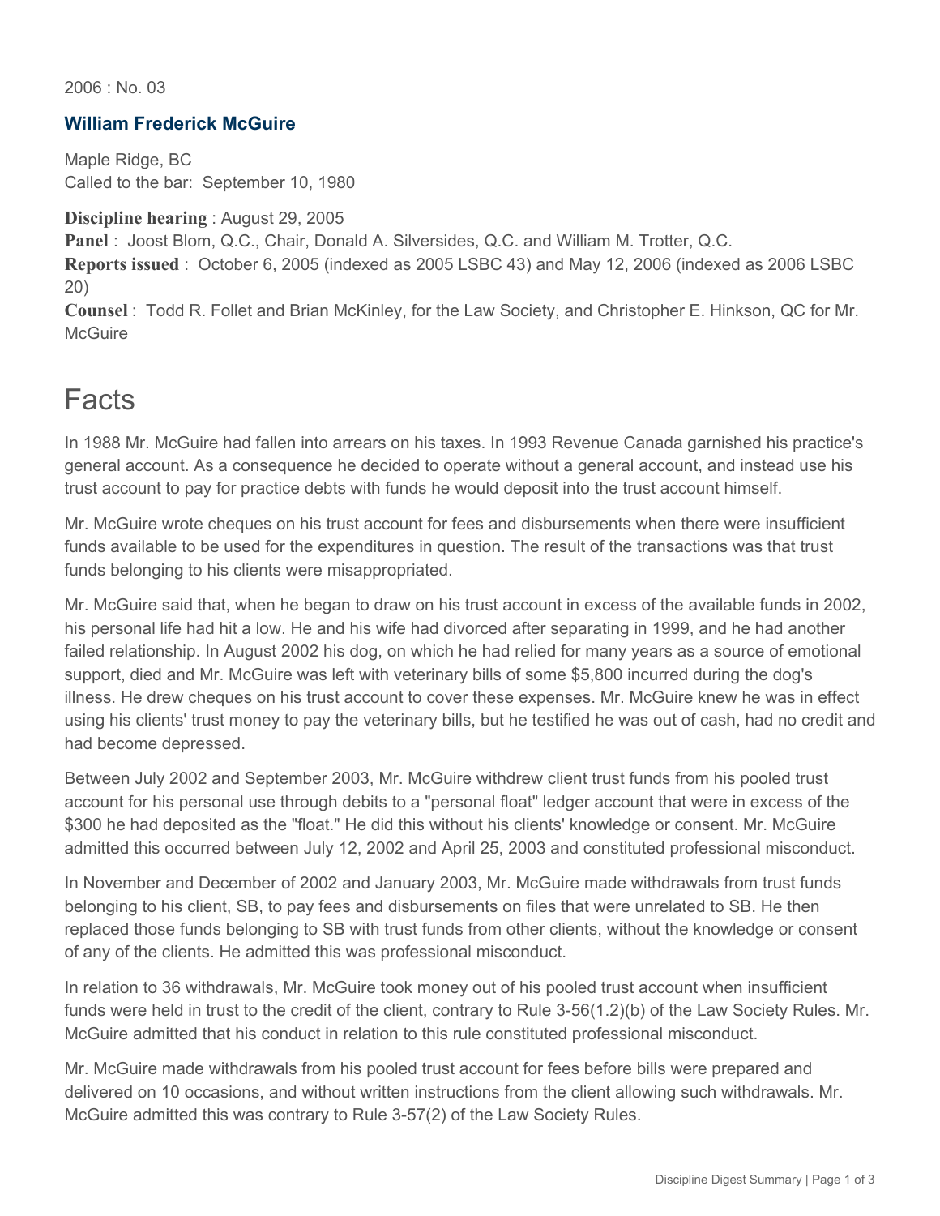2006 : No. 03

## William Frederick McGuire

Maple Ridge, BC
Called to the bar: September 10, 1980

**Discipline hearing** : August 29, 2005
**Panel** : Joost Blom, Q.C., Chair, Donald A. Silversides, Q.C. and William M. Trotter, Q.C.
**Reports issued** : October 6, 2005 (indexed as 2005 LSBC 43) and May 12, 2006 (indexed as 2006 LSBC 20)
**Counsel** : Todd R. Follet and Brian McKinley, for the Law Society, and Christopher E. Hinkson, QC for Mr. McGuire

# Facts

In 1988 Mr. McGuire had fallen into arrears on his taxes. In 1993 Revenue Canada garnished his practice's general account. As a consequence he decided to operate without a general account, and instead use his trust account to pay for practice debts with funds he would deposit into the trust account himself.

Mr. McGuire wrote cheques on his trust account for fees and disbursements when there were insufficient funds available to be used for the expenditures in question. The result of the transactions was that trust funds belonging to his clients were misappropriated.

Mr. McGuire said that, when he began to draw on his trust account in excess of the available funds in 2002, his personal life had hit a low. He and his wife had divorced after separating in 1999, and he had another failed relationship. In August 2002 his dog, on which he had relied for many years as a source of emotional support, died and Mr. McGuire was left with veterinary bills of some $5,800 incurred during the dog's illness. He drew cheques on his trust account to cover these expenses. Mr. McGuire knew he was in effect using his clients' trust money to pay the veterinary bills, but he testified he was out of cash, had no credit and had become depressed.

Between July 2002 and September 2003, Mr. McGuire withdrew client trust funds from his pooled trust account for his personal use through debits to a "personal float" ledger account that were in excess of the $300 he had deposited as the "float." He did this without his clients' knowledge or consent. Mr. McGuire admitted this occurred between July 12, 2002 and April 25, 2003 and constituted professional misconduct.

In November and December of 2002 and January 2003, Mr. McGuire made withdrawals from trust funds belonging to his client, SB, to pay fees and disbursements on files that were unrelated to SB. He then replaced those funds belonging to SB with trust funds from other clients, without the knowledge or consent of any of the clients. He admitted this was professional misconduct.

In relation to 36 withdrawals, Mr. McGuire took money out of his pooled trust account when insufficient funds were held in trust to the credit of the client, contrary to Rule 3-56(1.2)(b) of the Law Society Rules. Mr. McGuire admitted that his conduct in relation to this rule constituted professional misconduct.

Mr. McGuire made withdrawals from his pooled trust account for fees before bills were prepared and delivered on 10 occasions, and without written instructions from the client allowing such withdrawals. Mr. McGuire admitted this was contrary to Rule 3-57(2) of the Law Society Rules.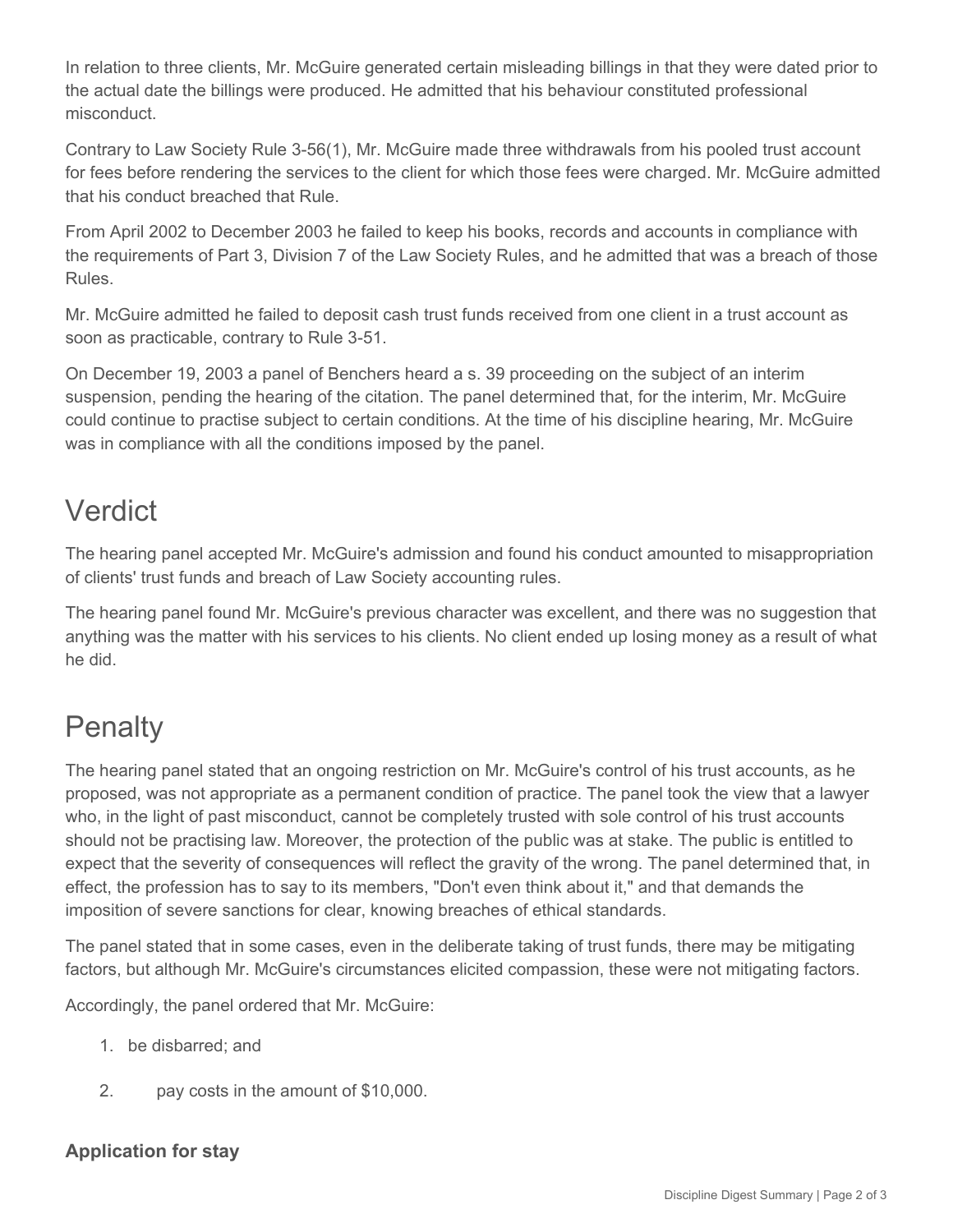In relation to three clients, Mr. McGuire generated certain misleading billings in that they were dated prior to the actual date the billings were produced. He admitted that his behaviour constituted professional misconduct.

Contrary to Law Society Rule 3-56(1), Mr. McGuire made three withdrawals from his pooled trust account for fees before rendering the services to the client for which those fees were charged. Mr. McGuire admitted that his conduct breached that Rule.

From April 2002 to December 2003 he failed to keep his books, records and accounts in compliance with the requirements of Part 3, Division 7 of the Law Society Rules, and he admitted that was a breach of those Rules.

Mr. McGuire admitted he failed to deposit cash trust funds received from one client in a trust account as soon as practicable, contrary to Rule 3-51.

On December 19, 2003 a panel of Benchers heard a s. 39 proceeding on the subject of an interim suspension, pending the hearing of the citation. The panel determined that, for the interim, Mr. McGuire could continue to practise subject to certain conditions. At the time of his discipline hearing, Mr. McGuire was in compliance with all the conditions imposed by the panel.

## Verdict

The hearing panel accepted Mr. McGuire's admission and found his conduct amounted to misappropriation of clients' trust funds and breach of Law Society accounting rules.

The hearing panel found Mr. McGuire's previous character was excellent, and there was no suggestion that anything was the matter with his services to his clients. No client ended up losing money as a result of what he did.

## Penalty

The hearing panel stated that an ongoing restriction on Mr. McGuire's control of his trust accounts, as he proposed, was not appropriate as a permanent condition of practice. The panel took the view that a lawyer who, in the light of past misconduct, cannot be completely trusted with sole control of his trust accounts should not be practising law. Moreover, the protection of the public was at stake. The public is entitled to expect that the severity of consequences will reflect the gravity of the wrong. The panel determined that, in effect, the profession has to say to its members, "Don't even think about it," and that demands the imposition of severe sanctions for clear, knowing breaches of ethical standards.

The panel stated that in some cases, even in the deliberate taking of trust funds, there may be mitigating factors, but although Mr. McGuire's circumstances elicited compassion, these were not mitigating factors.

Accordingly, the panel ordered that Mr. McGuire:

1. be disbarred; and
2. pay costs in the amount of $10,000.

### Application for stay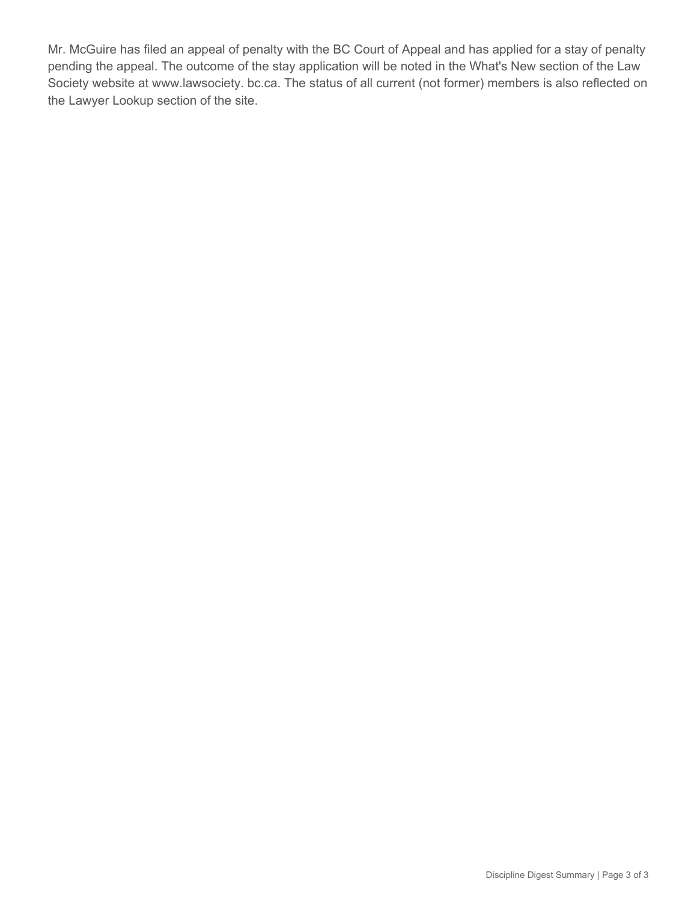Mr. McGuire has filed an appeal of penalty with the BC Court of Appeal and has applied for a stay of penalty pending the appeal. The outcome of the stay application will be noted in the What's New section of the Law Society website at www.lawsociety. bc.ca. The status of all current (not former) members is also reflected on the Lawyer Lookup section of the site.